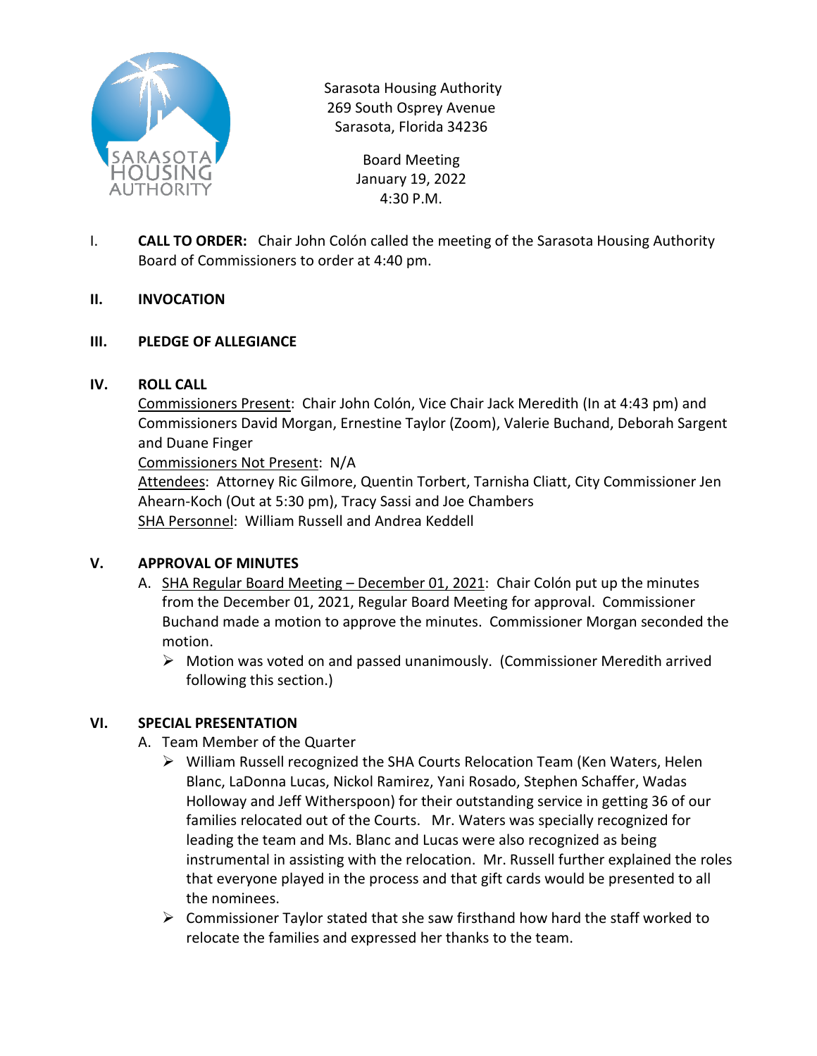Sarasota Housing Authority
269 South Osprey Avenue
Sarasota, Florida 34236

Board Meeting
January 19, 2022
4:30 P.M.

I. **CALL TO ORDER:** Chair John Colón called the meeting of the Sarasota Housing Authority Board of Commissioners to order at 4:40 pm.

## II. INVOCATION

## III. PLEDGE OF ALLEGIANCE

## IV. ROLL CALL

Commissioners Present: Chair John Colón, Vice Chair Jack Meredith (In at 4:43 pm) and Commissioners David Morgan, Ernestine Taylor (Zoom), Valerie Buchand, Deborah Sargent and Duane Finger

Commissioners Not Present: N/A

Attendees: Attorney Ric Gilmore, Quentin Torbert, Tarnisha Cliatt, City Commissioner Jen Ahearn-Koch (Out at 5:30 pm), Tracy Sassi and Joe Chambers

SHA Personnel: William Russell and Andrea Keddell

## V. APPROVAL OF MINUTES

A. SHA Regular Board Meeting – December 01, 2021: Chair Colón put up the minutes from the December 01, 2021, Regular Board Meeting for approval. Commissioner Buchand made a motion to approve the minutes. Commissioner Morgan seconded the motion.

- Motion was voted on and passed unanimously. (Commissioner Meredith arrived following this section.)

## VI. SPECIAL PRESENTATION

A. Team Member of the Quarter

- William Russell recognized the SHA Courts Relocation Team (Ken Waters, Helen Blanc, LaDonna Lucas, Nickol Ramirez, Yani Rosado, Stephen Schaffer, Wadas Holloway and Jeff Witherspoon) for their outstanding service in getting 36 of our families relocated out of the Courts. Mr. Waters was specially recognized for leading the team and Ms. Blanc and Lucas were also recognized as being instrumental in assisting with the relocation. Mr. Russell further explained the roles that everyone played in the process and that gift cards would be presented to all the nominees.
- Commissioner Taylor stated that she saw firsthand how hard the staff worked to relocate the families and expressed her thanks to the team.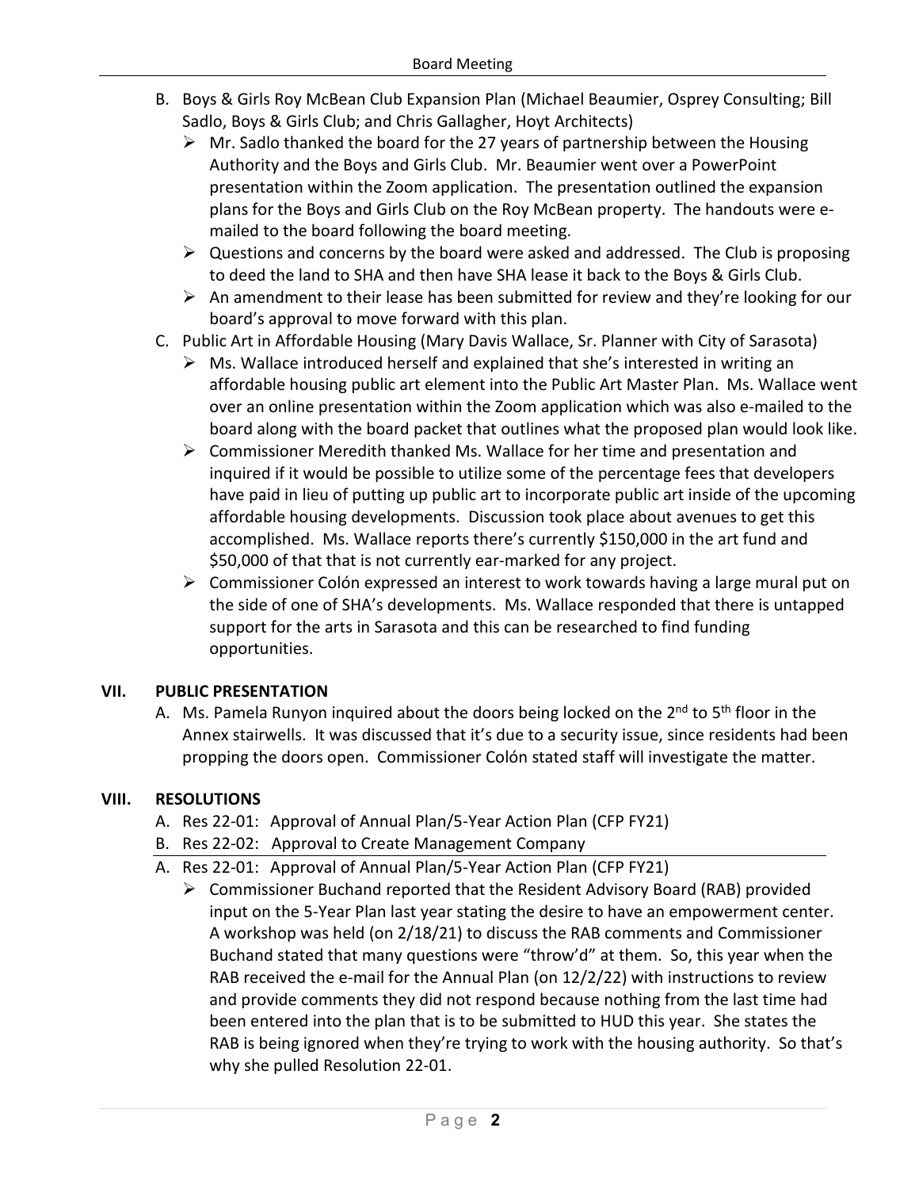B. Boys & Girls Roy McBean Club Expansion Plan (Michael Beaumier, Osprey Consulting; Bill Sadlo, Boys & Girls Club; and Chris Gallagher, Hoyt Architects)

- Mr. Sadlo thanked the board for the 27 years of partnership between the Housing Authority and the Boys and Girls Club. Mr. Beaumier went over a PowerPoint presentation within the Zoom application. The presentation outlined the expansion plans for the Boys and Girls Club on the Roy McBean property. The handouts were e-mailed to the board following the board meeting.
- Questions and concerns by the board were asked and addressed. The Club is proposing to deed the land to SHA and then have SHA lease it back to the Boys & Girls Club.
- An amendment to their lease has been submitted for review and they're looking for our board's approval to move forward with this plan.

C. Public Art in Affordable Housing (Mary Davis Wallace, Sr. Planner with City of Sarasota)

- Ms. Wallace introduced herself and explained that she's interested in writing an affordable housing public art element into the Public Art Master Plan. Ms. Wallace went over an online presentation within the Zoom application which was also e-mailed to the board along with the board packet that outlines what the proposed plan would look like.
- Commissioner Meredith thanked Ms. Wallace for her time and presentation and inquired if it would be possible to utilize some of the percentage fees that developers have paid in lieu of putting up public art to incorporate public art inside of the upcoming affordable housing developments. Discussion took place about avenues to get this accomplished. Ms. Wallace reports there's currently $150,000 in the art fund and $50,000 of that that is not currently ear-marked for any project.
- Commissioner Colón expressed an interest to work towards having a large mural put on the side of one of SHA's developments. Ms. Wallace responded that there is untapped support for the arts in Sarasota and this can be researched to find funding opportunities.

## VII. PUBLIC PRESENTATION

A. Ms. Pamela Runyon inquired about the doors being locked on the 2nd to 5th floor in the Annex stairwells. It was discussed that it's due to a security issue, since residents had been propping the doors open. Commissioner Colón stated staff will investigate the matter.

## VIII. RESOLUTIONS

A. Res 22-01: Approval of Annual Plan/5-Year Action Plan (CFP FY21)

B. Res 22-02: Approval to Create Management Company

A. Res 22-01: Approval of Annual Plan/5-Year Action Plan (CFP FY21)

- Commissioner Buchand reported that the Resident Advisory Board (RAB) provided input on the 5-Year Plan last year stating the desire to have an empowerment center. A workshop was held (on 2/18/21) to discuss the RAB comments and Commissioner Buchand stated that many questions were "throw'd" at them. So, this year when the RAB received the e-mail for the Annual Plan (on 12/2/22) with instructions to review and provide comments they did not respond because nothing from the last time had been entered into the plan that is to be submitted to HUD this year. She states the RAB is being ignored when they're trying to work with the housing authority. So that's why she pulled Resolution 22-01.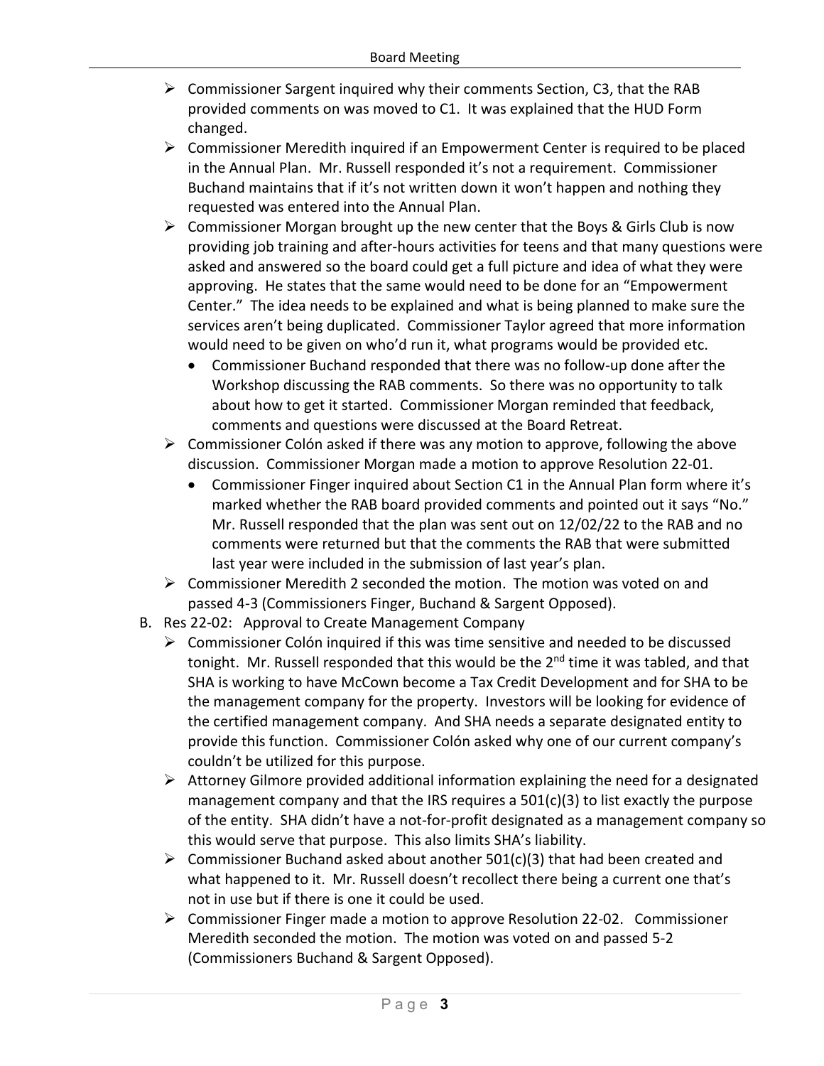- Commissioner Sargent inquired why their comments Section, C3, that the RAB provided comments on was moved to C1. It was explained that the HUD Form changed.
- Commissioner Meredith inquired if an Empowerment Center is required to be placed in the Annual Plan. Mr. Russell responded it's not a requirement. Commissioner Buchand maintains that if it's not written down it won't happen and nothing they requested was entered into the Annual Plan.
- Commissioner Morgan brought up the new center that the Boys & Girls Club is now providing job training and after-hours activities for teens and that many questions were asked and answered so the board could get a full picture and idea of what they were approving. He states that the same would need to be done for an "Empowerment Center." The idea needs to be explained and what is being planned to make sure the services aren't being duplicated. Commissioner Taylor agreed that more information would need to be given on who'd run it, what programs would be provided etc.
  - Commissioner Buchand responded that there was no follow-up done after the Workshop discussing the RAB comments. So there was no opportunity to talk about how to get it started. Commissioner Morgan reminded that feedback, comments and questions were discussed at the Board Retreat.
- Commissioner Colón asked if there was any motion to approve, following the above discussion. Commissioner Morgan made a motion to approve Resolution 22-01.
  - Commissioner Finger inquired about Section C1 in the Annual Plan form where it's marked whether the RAB board provided comments and pointed out it says "No." Mr. Russell responded that the plan was sent out on 12/02/22 to the RAB and no comments were returned but that the comments the RAB that were submitted last year were included in the submission of last year's plan.
- Commissioner Meredith 2 seconded the motion. The motion was voted on and passed 4-3 (Commissioners Finger, Buchand & Sargent Opposed).

B. Res 22-02: Approval to Create Management Company

- Commissioner Colón inquired if this was time sensitive and needed to be discussed tonight. Mr. Russell responded that this would be the 2nd time it was tabled, and that SHA is working to have McCown become a Tax Credit Development and for SHA to be the management company for the property. Investors will be looking for evidence of the certified management company. And SHA needs a separate designated entity to provide this function. Commissioner Colón asked why one of our current company's couldn't be utilized for this purpose.
- Attorney Gilmore provided additional information explaining the need for a designated management company and that the IRS requires a 501(c)(3) to list exactly the purpose of the entity. SHA didn't have a not-for-profit designated as a management company so this would serve that purpose. This also limits SHA's liability.
- Commissioner Buchand asked about another 501(c)(3) that had been created and what happened to it. Mr. Russell doesn't recollect there being a current one that's not in use but if there is one it could be used.
- Commissioner Finger made a motion to approve Resolution 22-02. Commissioner Meredith seconded the motion. The motion was voted on and passed 5-2 (Commissioners Buchand & Sargent Opposed).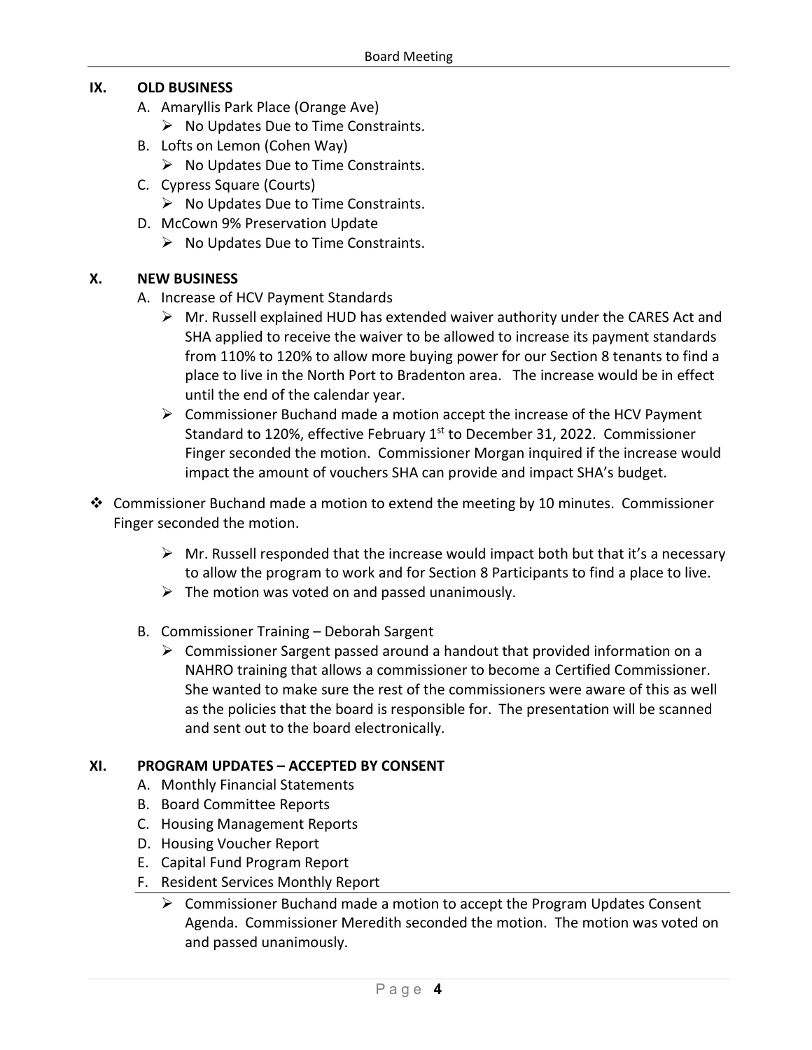## IX. OLD BUSINESS

A. Amaryllis Park Place (Orange Ave)
   - No Updates Due to Time Constraints.

B. Lofts on Lemon (Cohen Way)
   - No Updates Due to Time Constraints.

C. Cypress Square (Courts)
   - No Updates Due to Time Constraints.

D. McCown 9% Preservation Update
   - No Updates Due to Time Constraints.

## X. NEW BUSINESS

A. Increase of HCV Payment Standards
   - Mr. Russell explained HUD has extended waiver authority under the CARES Act and SHA applied to receive the waiver to be allowed to increase its payment standards from 110% to 120% to allow more buying power for our Section 8 tenants to find a place to live in the North Port to Bradenton area. The increase would be in effect until the end of the calendar year.
   - Commissioner Buchand made a motion accept the increase of the HCV Payment Standard to 120%, effective February 1st to December 31, 2022. Commissioner Finger seconded the motion. Commissioner Morgan inquired if the increase would impact the amount of vouchers SHA can provide and impact SHA's budget.

- Commissioner Buchand made a motion to extend the meeting by 10 minutes. Commissioner Finger seconded the motion.

   - Mr. Russell responded that the increase would impact both but that it's a necessary to allow the program to work and for Section 8 Participants to find a place to live.
   - The motion was voted on and passed unanimously.

B. Commissioner Training – Deborah Sargent
   - Commissioner Sargent passed around a handout that provided information on a NAHRO training that allows a commissioner to become a Certified Commissioner. She wanted to make sure the rest of the commissioners were aware of this as well as the policies that the board is responsible for. The presentation will be scanned and sent out to the board electronically.

## XI. PROGRAM UPDATES – ACCEPTED BY CONSENT

A. Monthly Financial Statements
B. Board Committee Reports
C. Housing Management Reports
D. Housing Voucher Report
E. Capital Fund Program Report
F. Resident Services Monthly Report
   - Commissioner Buchand made a motion to accept the Program Updates Consent Agenda. Commissioner Meredith seconded the motion. The motion was voted on and passed unanimously.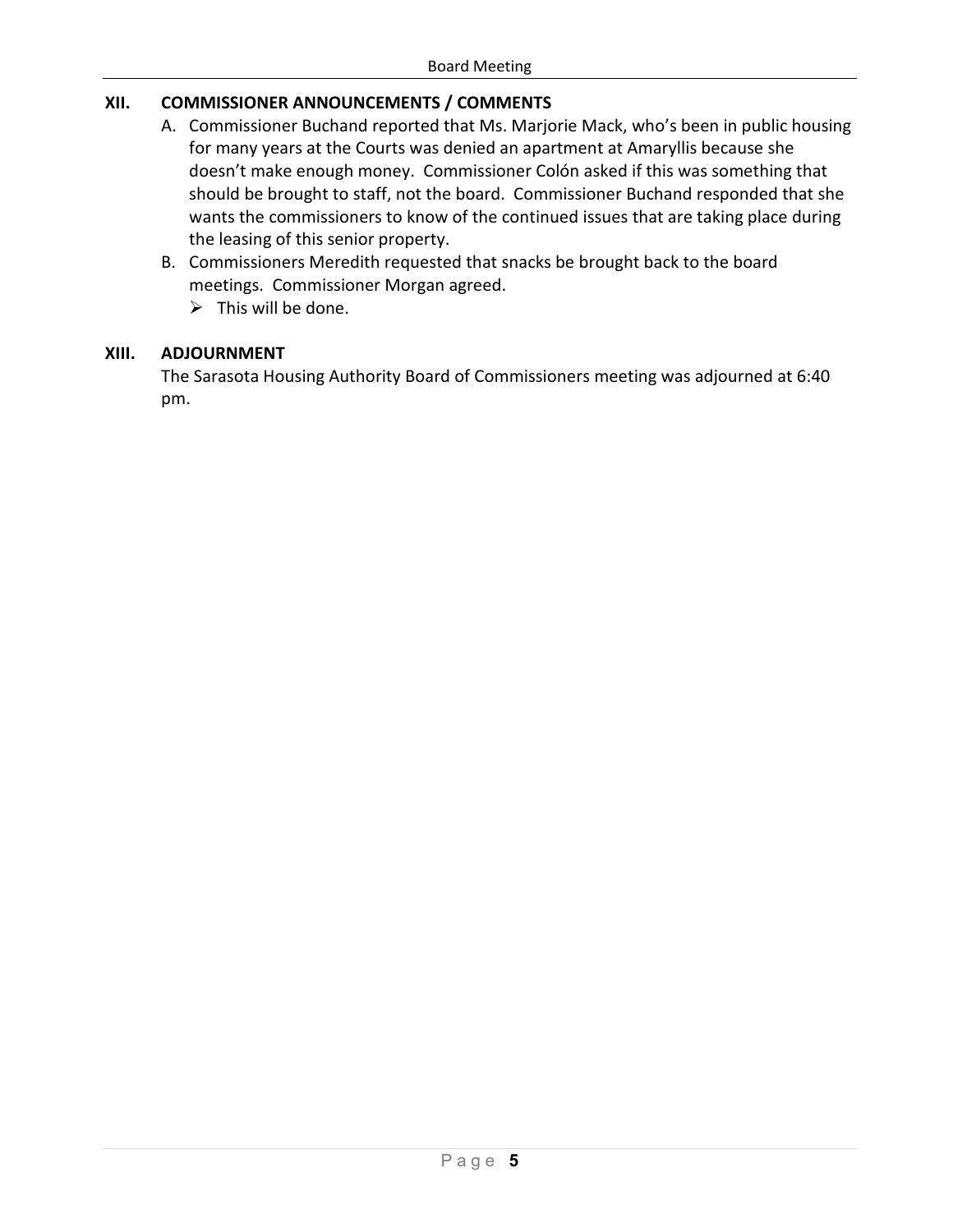## XII. COMMISSIONER ANNOUNCEMENTS / COMMENTS

A. Commissioner Buchand reported that Ms. Marjorie Mack, who's been in public housing for many years at the Courts was denied an apartment at Amaryllis because she doesn't make enough money. Commissioner Colón asked if this was something that should be brought to staff, not the board. Commissioner Buchand responded that she wants the commissioners to know of the continued issues that are taking place during the leasing of this senior property.

B. Commissioners Meredith requested that snacks be brought back to the board meetings. Commissioner Morgan agreed.
   - This will be done.

## XIII. ADJOURNMENT

The Sarasota Housing Authority Board of Commissioners meeting was adjourned at 6:40 pm.